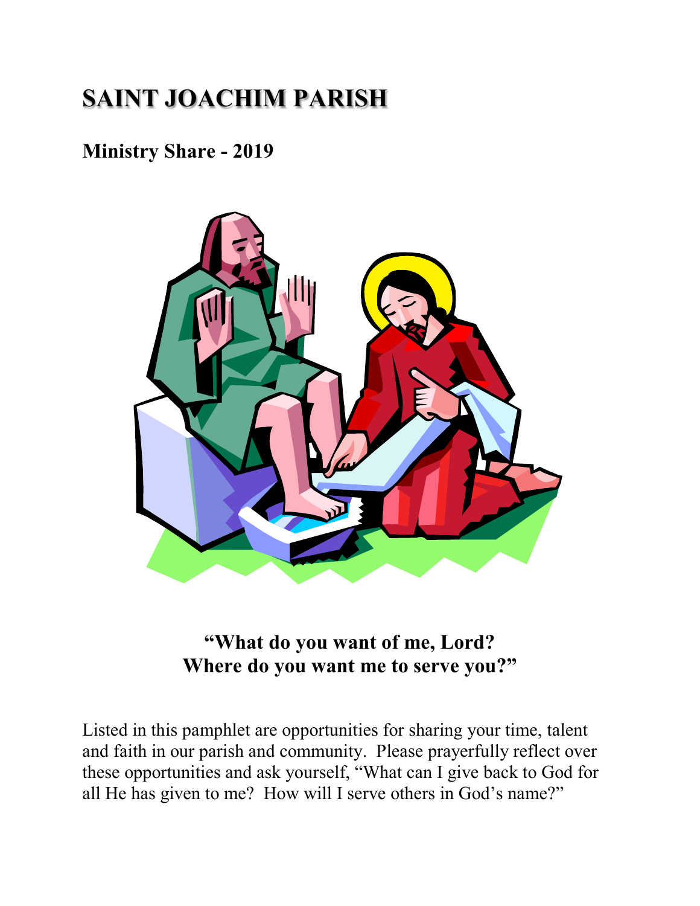# SAINT JOACHIM PARISH

## Ministry Share - 2019

**"What do you want of me, Lord?**
**Where do you want me to serve you?"**

Listed in this pamphlet are opportunities for sharing your time, talent and faith in our parish and community. Please prayerfully reflect over these opportunities and ask yourself, "What can I give back to God for all He has given to me? How will I serve others in God's name?"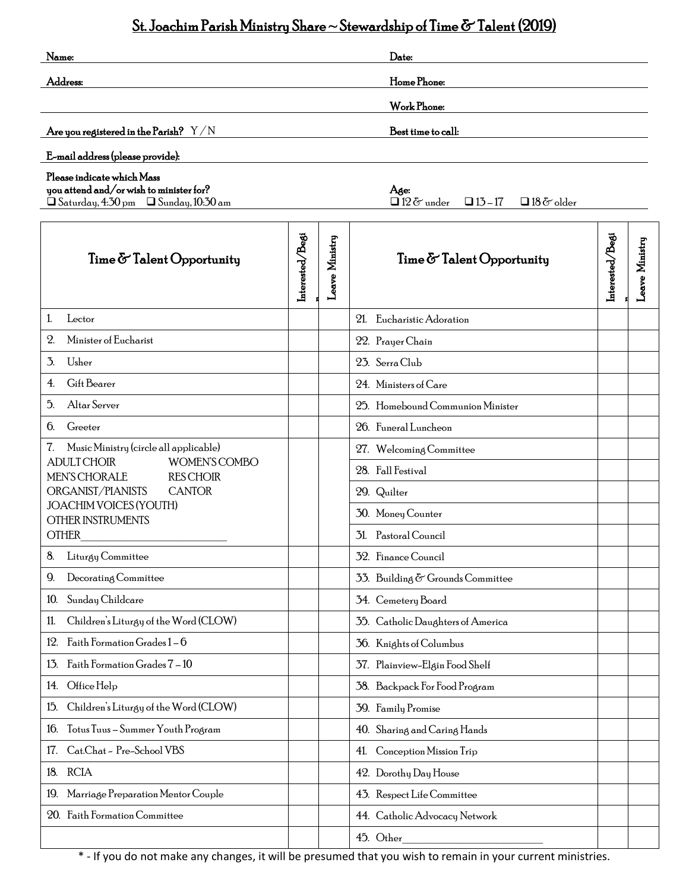## St. Joachim Parish Ministry Share ~ Stewardship of Time & Talent (2019)

Name: ______________________ Date: ______________________

Address: ______________________ Home Phone: ______________________

______________________ Work Phone: ______________________

Are you registered in the Parish? Y / N Best time to call: ______________________

E-mail address (please provide): ______________________

Please indicate which Mass you attend and/or wish to minister for?
❑ Saturday, 4:30 pm ❑ Sunday, 10:30 am

Age:
❑ 12 & under ❑ 13 – 17 ❑ 18 & older

| Time & Talent Opportunity | Interested/Begin | Leave Ministry | Time & Talent Opportunity | Interested/Begin | Leave Ministry |
|---|---|---|---|---|---|
| 1. Lector | | | 21. Eucharistic Adoration | | |
| 2. Minister of Eucharist | | | 22. Prayer Chain | | |
| 3. Usher | | | 23. Serra Club | | |
| 4. Gift Bearer | | | 24. Ministers of Care | | |
| 5. Altar Server | | | 25. Homebound Communion Minister | | |
| 6. Greeter | | | 26. Funeral Luncheon | | |
| 7. Music Ministry (circle all applicable) ADULT CHOIR, WOMEN'S COMBO, MEN'S CHORALE, RES CHOIR, ORGANIST/PIANISTS, CANTOR, JOACHIM VOICES (YOUTH), OTHER INSTRUMENTS, OTHER__________ | | | 27. Welcoming Committee | | |
| | | | 28. Fall Festival | | |
| | | | 29. Quilter | | |
| | | | 30. Money Counter | | |
| | | | 31. Pastoral Council | | |
| 8. Liturgy Committee | | | 32. Finance Council | | |
| 9. Decorating Committee | | | 33. Building & Grounds Committee | | |
| 10. Sunday Childcare | | | 34. Cemetery Board | | |
| 11. Children's Liturgy of the Word (CLOW) | | | 35. Catholic Daughters of America | | |
| 12. Faith Formation Grades 1 – 6 | | | 36. Knights of Columbus | | |
| 13. Faith Formation Grades 7 – 10 | | | 37. Plainview-Elgin Food Shelf | | |
| 14. Office Help | | | 38. Backpack For Food Program | | |
| 15. Children's Liturgy of the Word (CLOW) | | | 39. Family Promise | | |
| 16. Totus Tuus – Summer Youth Program | | | 40. Sharing and Caring Hands | | |
| 17. Cat.Chat - Pre-School VBS | | | 41. Conception Mission Trip | | |
| 18. RCIA | | | 42. Dorothy Day House | | |
| 19. Marriage Preparation Mentor Couple | | | 43. Respect Life Committee | | |
| 20. Faith Formation Committee | | | 44. Catholic Advocacy Network | | |
| | | | 45. Other__________ | | |

* - If you do not make any changes, it will be presumed that you wish to remain in your current ministries.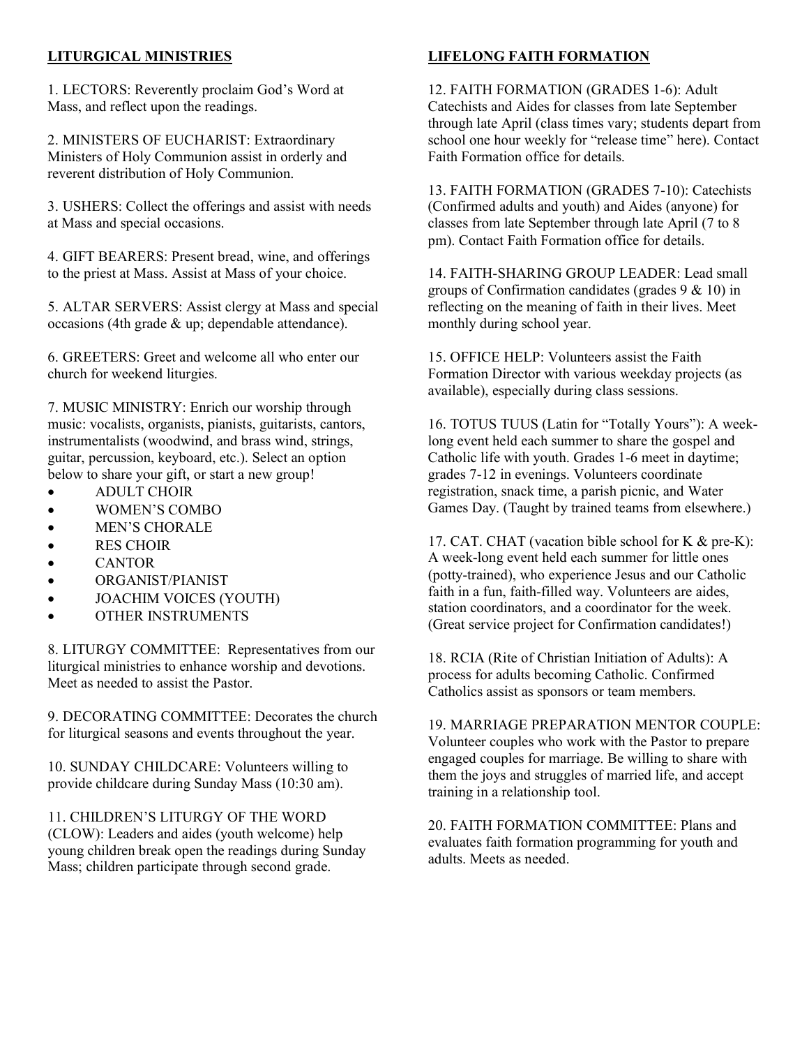## LITURGICAL MINISTRIES

1. LECTORS: Reverently proclaim God's Word at Mass, and reflect upon the readings.

2. MINISTERS OF EUCHARIST: Extraordinary Ministers of Holy Communion assist in orderly and reverent distribution of Holy Communion.

3. USHERS: Collect the offerings and assist with needs at Mass and special occasions.

4. GIFT BEARERS: Present bread, wine, and offerings to the priest at Mass. Assist at Mass of your choice.

5. ALTAR SERVERS: Assist clergy at Mass and special occasions (4th grade & up; dependable attendance).

6. GREETERS: Greet and welcome all who enter our church for weekend liturgies.

7. MUSIC MINISTRY: Enrich our worship through music: vocalists, organists, pianists, guitarists, cantors, instrumentalists (woodwind, and brass wind, strings, guitar, percussion, keyboard, etc.). Select an option below to share your gift, or start a new group!

- ADULT CHOIR
- WOMEN'S COMBO
- MEN'S CHORALE
- RES CHOIR
- CANTOR
- ORGANIST/PIANIST
- JOACHIM VOICES (YOUTH)
- OTHER INSTRUMENTS

8. LITURGY COMMITTEE: Representatives from our liturgical ministries to enhance worship and devotions. Meet as needed to assist the Pastor.

9. DECORATING COMMITTEE: Decorates the church for liturgical seasons and events throughout the year.

10. SUNDAY CHILDCARE: Volunteers willing to provide childcare during Sunday Mass (10:30 am).

11. CHILDREN'S LITURGY OF THE WORD (CLOW): Leaders and aides (youth welcome) help young children break open the readings during Sunday Mass; children participate through second grade.

## LIFELONG FAITH FORMATION

12. FAITH FORMATION (GRADES 1-6): Adult Catechists and Aides for classes from late September through late April (class times vary; students depart from school one hour weekly for "release time" here). Contact Faith Formation office for details.

13. FAITH FORMATION (GRADES 7-10): Catechists (Confirmed adults and youth) and Aides (anyone) for classes from late September through late April (7 to 8 pm). Contact Faith Formation office for details.

14. FAITH-SHARING GROUP LEADER: Lead small groups of Confirmation candidates (grades 9 & 10) in reflecting on the meaning of faith in their lives. Meet monthly during school year.

15. OFFICE HELP: Volunteers assist the Faith Formation Director with various weekday projects (as available), especially during class sessions.

16. TOTUS TUUS (Latin for "Totally Yours"): A week-long event held each summer to share the gospel and Catholic life with youth. Grades 1-6 meet in daytime; grades 7-12 in evenings. Volunteers coordinate registration, snack time, a parish picnic, and Water Games Day. (Taught by trained teams from elsewhere.)

17. CAT. CHAT (vacation bible school for K & pre-K): A week-long event held each summer for little ones (potty-trained), who experience Jesus and our Catholic faith in a fun, faith-filled way. Volunteers are aides, station coordinators, and a coordinator for the week. (Great service project for Confirmation candidates!)

18. RCIA (Rite of Christian Initiation of Adults): A process for adults becoming Catholic. Confirmed Catholics assist as sponsors or team members.

19. MARRIAGE PREPARATION MENTOR COUPLE: Volunteer couples who work with the Pastor to prepare engaged couples for marriage. Be willing to share with them the joys and struggles of married life, and accept training in a relationship tool.

20. FAITH FORMATION COMMITTEE: Plans and evaluates faith formation programming for youth and adults. Meets as needed.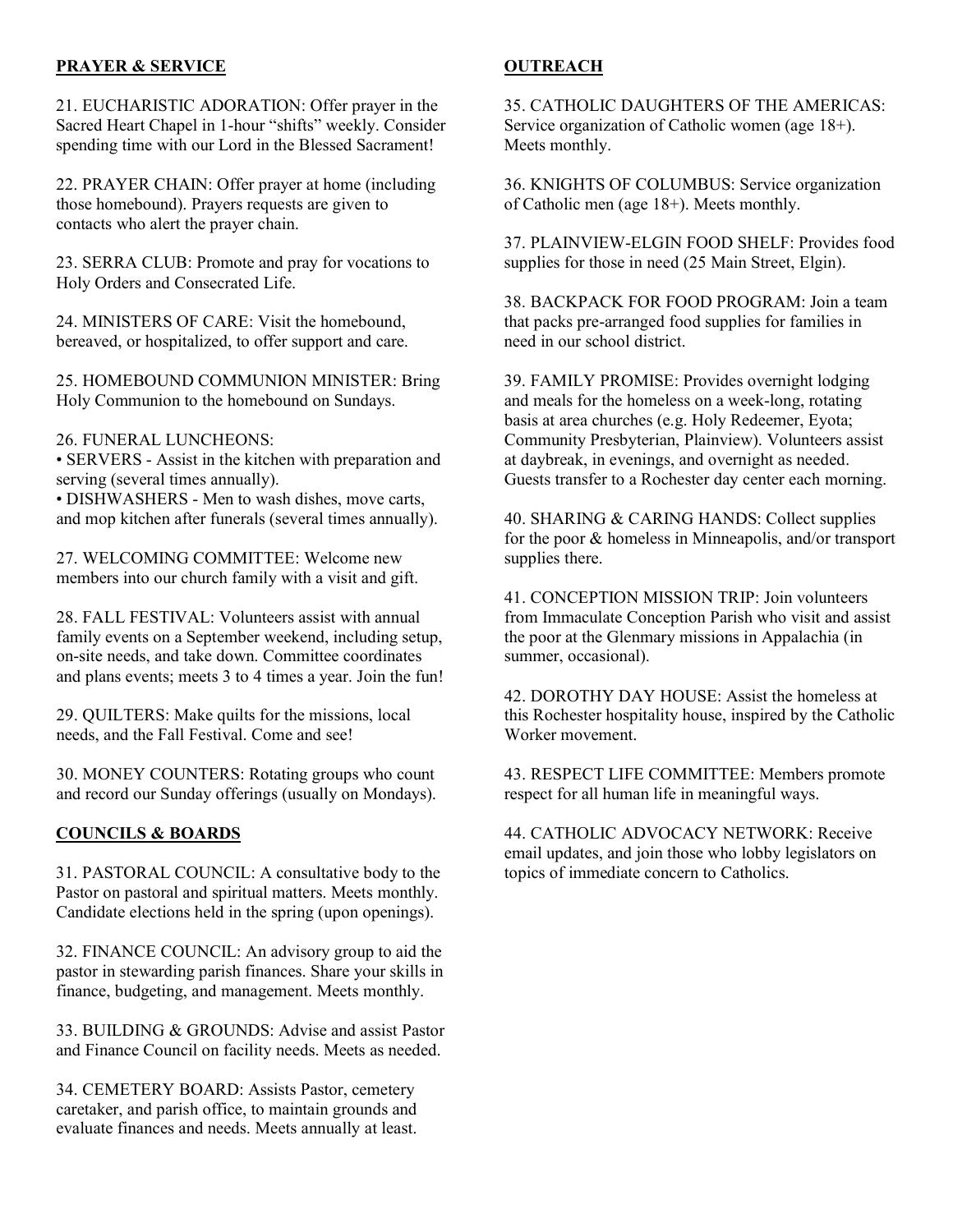## PRAYER & SERVICE

21. EUCHARISTIC ADORATION: Offer prayer in the Sacred Heart Chapel in 1-hour "shifts" weekly. Consider spending time with our Lord in the Blessed Sacrament!

22. PRAYER CHAIN: Offer prayer at home (including those homebound). Prayers requests are given to contacts who alert the prayer chain.

23. SERRA CLUB: Promote and pray for vocations to Holy Orders and Consecrated Life.

24. MINISTERS OF CARE: Visit the homebound, bereaved, or hospitalized, to offer support and care.

25. HOMEBOUND COMMUNION MINISTER: Bring Holy Communion to the homebound on Sundays.

26. FUNERAL LUNCHEONS:

- SERVERS - Assist in the kitchen with preparation and serving (several times annually).
- DISHWASHERS - Men to wash dishes, move carts, and mop kitchen after funerals (several times annually).

27. WELCOMING COMMITTEE: Welcome new members into our church family with a visit and gift.

28. FALL FESTIVAL: Volunteers assist with annual family events on a September weekend, including setup, on-site needs, and take down. Committee coordinates and plans events; meets 3 to 4 times a year. Join the fun!

29. QUILTERS: Make quilts for the missions, local needs, and the Fall Festival. Come and see!

30. MONEY COUNTERS: Rotating groups who count and record our Sunday offerings (usually on Mondays).

## COUNCILS & BOARDS

31. PASTORAL COUNCIL: A consultative body to the Pastor on pastoral and spiritual matters. Meets monthly. Candidate elections held in the spring (upon openings).

32. FINANCE COUNCIL: An advisory group to aid the pastor in stewarding parish finances. Share your skills in finance, budgeting, and management. Meets monthly.

33. BUILDING & GROUNDS: Advise and assist Pastor and Finance Council on facility needs. Meets as needed.

34. CEMETERY BOARD: Assists Pastor, cemetery caretaker, and parish office, to maintain grounds and evaluate finances and needs. Meets annually at least.

## OUTREACH

35. CATHOLIC DAUGHTERS OF THE AMERICAS: Service organization of Catholic women (age 18+). Meets monthly.

36. KNIGHTS OF COLUMBUS: Service organization of Catholic men (age 18+). Meets monthly.

37. PLAINVIEW-ELGIN FOOD SHELF: Provides food supplies for those in need (25 Main Street, Elgin).

38. BACKPACK FOR FOOD PROGRAM: Join a team that packs pre-arranged food supplies for families in need in our school district.

39. FAMILY PROMISE: Provides overnight lodging and meals for the homeless on a week-long, rotating basis at area churches (e.g. Holy Redeemer, Eyota; Community Presbyterian, Plainview). Volunteers assist at daybreak, in evenings, and overnight as needed. Guests transfer to a Rochester day center each morning.

40. SHARING & CARING HANDS: Collect supplies for the poor & homeless in Minneapolis, and/or transport supplies there.

41. CONCEPTION MISSION TRIP: Join volunteers from Immaculate Conception Parish who visit and assist the poor at the Glenmary missions in Appalachia (in summer, occasional).

42. DOROTHY DAY HOUSE: Assist the homeless at this Rochester hospitality house, inspired by the Catholic Worker movement.

43. RESPECT LIFE COMMITTEE: Members promote respect for all human life in meaningful ways.

44. CATHOLIC ADVOCACY NETWORK: Receive email updates, and join those who lobby legislators on topics of immediate concern to Catholics.